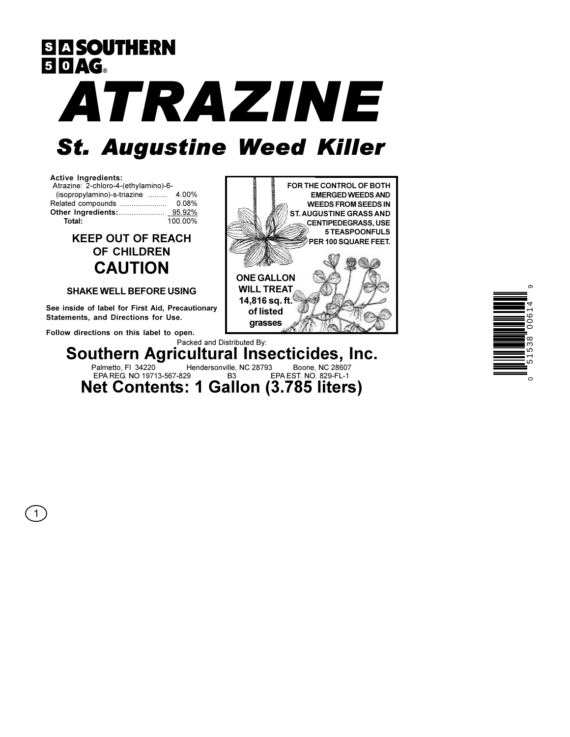SOUTHERN AG®

# ATRAZINE

## St. Augustine Weed Killer

**Active Ingredients:**

| | |
|---|---|
| Atrazine: 2-chloro-4-(ethylamino)-6-(isopropylamino)-s-triazine | 4.00% |
| Related compounds | 0.08% |
| **Other Ingredients:** | 95.92% |
| **Total:** | 100.00% |

**KEEP OUT OF REACH OF CHILDREN**

**CAUTION**

**SHAKE WELL BEFORE USING**

**See inside of label for First Aid, Precautionary Statements, and Directions for Use.**

**Follow directions on this label to open.**

**FOR THE CONTROL OF BOTH EMERGED WEEDS AND WEEDS FROM SEEDS IN ST. AUGUSTINE GRASS AND CENTIPEDEGRASS, USE 5 TEASPOONFULS PER 100 SQUARE FEET.**

**ONE GALLON WILL TREAT 14,816 sq. ft. of listed grasses**

Packed and Distributed By:

**Southern Agricultural Insecticides, Inc.**

Palmetto, Fl 34220 Hendersonville, NC 28793 Boone, NC 28607

EPA REG. NO 19713-567-829 B3 EPA EST. NO. 829-FL-1

**Net Contents: 1 Gallon (3.785 liters)**

0 51538 00614 9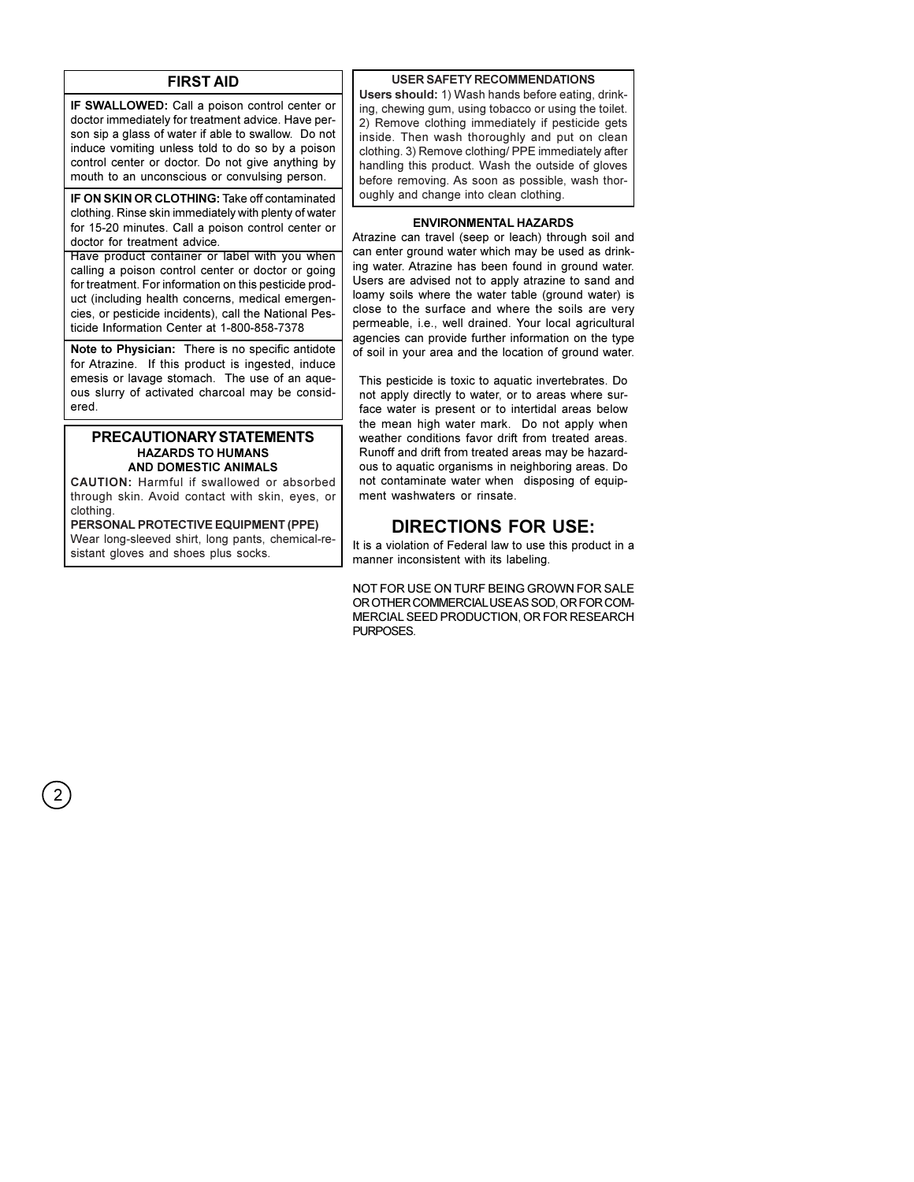## FIRST AID

**IF SWALLOWED:** Call a poison control center or doctor immediately for treatment advice. Have person sip a glass of water if able to swallow. Do not induce vomiting unless told to do so by a poison control center or doctor. Do not give anything by mouth to an unconscious or convulsing person.

**IF ON SKIN OR CLOTHING:** Take off contaminated clothing. Rinse skin immediately with plenty of water for 15-20 minutes. Call a poison control center or doctor for treatment advice.

Have product container or label with you when calling a poison control center or doctor or going for treatment. For information on this pesticide product (including health concerns, medical emergencies, or pesticide incidents), call the National Pesticide Information Center at 1-800-858-7378

**Note to Physician:** There is no specific antidote for Atrazine. If this product is ingested, induce emesis or lavage stomach. The use of an aqueous slurry of activated charcoal may be considered.

## PRECAUTIONARY STATEMENTS

### HAZARDS TO HUMANS AND DOMESTIC ANIMALS

**CAUTION:** Harmful if swallowed or absorbed through skin. Avoid contact with skin, eyes, or clothing.

**PERSONAL PROTECTIVE EQUIPMENT (PPE)**

Wear long-sleeved shirt, long pants, chemical-resistant gloves and shoes plus socks.

### USER SAFETY RECOMMENDATIONS

**Users should:** 1) Wash hands before eating, drinking, chewing gum, using tobacco or using the toilet. 2) Remove clothing immediately if pesticide gets inside. Then wash thoroughly and put on clean clothing. 3) Remove clothing/ PPE immediately after handling this product. Wash the outside of gloves before removing. As soon as possible, wash thoroughly and change into clean clothing.

### ENVIRONMENTAL HAZARDS

Atrazine can travel (seep or leach) through soil and can enter ground water which may be used as drinking water. Atrazine has been found in ground water. Users are advised not to apply atrazine to sand and loamy soils where the water table (ground water) is close to the surface and where the soils are very permeable, i.e., well drained. Your local agricultural agencies can provide further information on the type of soil in your area and the location of ground water.

This pesticide is toxic to aquatic invertebrates. Do not apply directly to water, or to areas where surface water is present or to intertidal areas below the mean high water mark. Do not apply when weather conditions favor drift from treated areas. Runoff and drift from treated areas may be hazardous to aquatic organisms in neighboring areas. Do not contaminate water when disposing of equipment washwaters or rinsate.

## DIRECTIONS FOR USE:

It is a violation of Federal law to use this product in a manner inconsistent with its labeling.

NOT FOR USE ON TURF BEING GROWN FOR SALE OR OTHER COMMERCIAL USE AS SOD, OR FOR COMMERCIAL SEED PRODUCTION, OR FOR RESEARCH PURPOSES.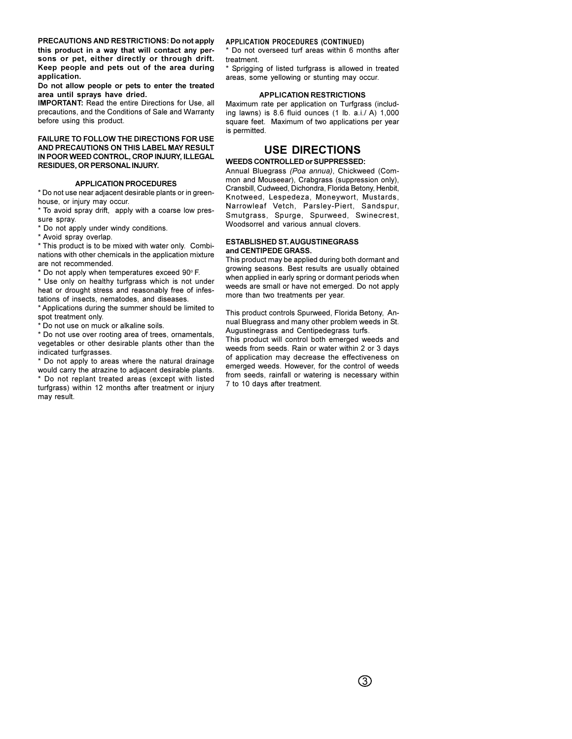**PRECAUTIONS AND RESTRICTIONS: Do not apply this product in a way that will contact any persons or pet, either directly or through drift. Keep people and pets out of the area during application.**

**Do not allow people or pets to enter the treated area until sprays have dried.**

**IMPORTANT:** Read the entire Directions for Use, all precautions, and the Conditions of Sale and Warranty before using this product.

**FAILURE TO FOLLOW THE DIRECTIONS FOR USE AND PRECAUTIONS ON THIS LABEL MAY RESULT IN POOR WEED CONTROL, CROP INJURY, ILLEGAL RESIDUES, OR PERSONAL INJURY.**

### APPLICATION PROCEDURES

* Do not use near adjacent desirable plants or in greenhouse, or injury may occur.
* To avoid spray drift, apply with a coarse low pressure spray.
* Do not apply under windy conditions.
* Avoid spray overlap.
* This product is to be mixed with water only. Combinations with other chemicals in the application mixture are not recommended.
* Do not apply when temperatures exceed 90° F.
* Use only on healthy turfgrass which is not under heat or drought stress and reasonably free of infestations of insects, nematodes, and diseases.
* Applications during the summer should be limited to spot treatment only.
* Do not use on muck or alkaline soils.
* Do not use over rooting area of trees, ornamentals, vegetables or other desirable plants other than the indicated turfgrasses.
* Do not apply to areas where the natural drainage would carry the atrazine to adjacent desirable plants.
* Do not replant treated areas (except with listed turfgrass) within 12 months after treatment or injury may result.

### APPLICATION PROCEDURES (CONTINUED)

* Do not overseed turf areas within 6 months after treatment.
* Sprigging of listed turfgrass is allowed in treated areas, some yellowing or stunting may occur.

### APPLICATION RESTRICTIONS

Maximum rate per application on Turfgrass (including lawns) is 8.6 fluid ounces (1 lb. a.i./ A) 1,000 square feet. Maximum of two applications per year is permitted.

## USE DIRECTIONS

**WEEDS CONTROLLED or SUPPRESSED:**

Annual Bluegrass *(Poa annua)*, Chickweed (Common and Mouseear), Crabgrass (suppression only), Cransbill, Cudweed, Dichondra, Florida Betony, Henbit, Knotweed, Lespedeza, Moneywort, Mustards, Narrowleaf Vetch, Parsley-Piert, Sandspur, Smutgrass, Spurge, Spurweed, Swinecrest, Woodsorrel and various annual clovers.

**ESTABLISHED ST. AUGUSTINEGRASS and CENTIPEDE GRASS.**

This product may be applied during both dormant and growing seasons. Best results are usually obtained when applied in early spring or dormant periods when weeds are small or have not emerged. Do not apply more than two treatments per year.

This product controls Spurweed, Florida Betony, Annual Bluegrass and many other problem weeds in St. Augustinegrass and Centipedegrass turfs.

This product will control both emerged weeds and weeds from seeds. Rain or water within 2 or 3 days of application may decrease the effectiveness on emerged weeds. However, for the control of weeds from seeds, rainfall or watering is necessary within 7 to 10 days after treatment.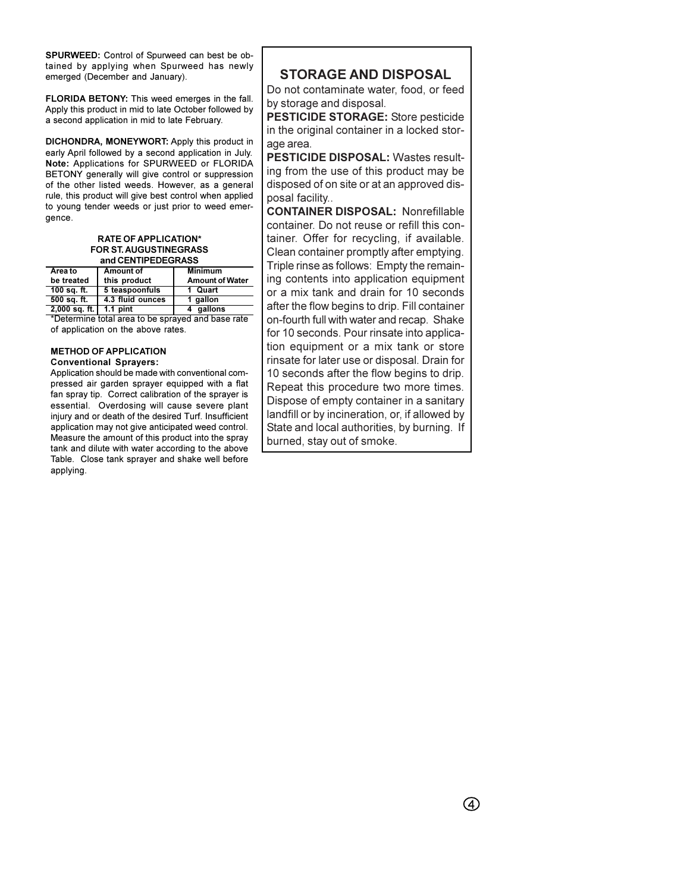**SPURWEED:** Control of Spurweed can best be obtained by applying when Spurweed has newly emerged (December and January).

**FLORIDA BETONY:** This weed emerges in the fall. Apply this product in mid to late October followed by a second application in mid to late February.

**DICHONDRA, MONEYWORT:** Apply this product in early April followed by a second application in July. **Note:** Applications for SPURWEED or FLORIDA BETONY generally will give control or suppression of the other listed weeds. However, as a general rule, this product will give best control when applied to young tender weeds or just prior to weed emergence.

**RATE OF APPLICATION***
**FOR ST. AUGUSTINEGRASS**
**and CENTIPEDEGRASS**

| Area to be treated | Amount of this product | Minimum Amount of Water |
|---|---|---|
| 100 sq. ft. | 5 teaspoonfuls | 1 Quart |
| 500 sq. ft. | 4.3 fluid ounces | 1 gallon |
| 2,000 sq. ft. | 1.1 pint | 4 gallons |

*Determine total area to be sprayed and base rate of application on the above rates.

**METHOD OF APPLICATION**
**Conventional Sprayers:**
Application should be made with conventional compressed air garden sprayer equipped with a flat fan spray tip. Correct calibration of the sprayer is essential. Overdosing will cause severe plant injury and or death of the desired Turf. Insufficient application may not give anticipated weed control. Measure the amount of this product into the spray tank and dilute with water according to the above Table. Close tank sprayer and shake well before applying.

## STORAGE AND DISPOSAL

Do not contaminate water, food, or feed by storage and disposal.

**PESTICIDE STORAGE:** Store pesticide in the original container in a locked storage area.

**PESTICIDE DISPOSAL:** Wastes resulting from the use of this product may be disposed of on site or at an approved disposal facility..

**CONTAINER DISPOSAL:** Nonrefillable container. Do not reuse or refill this container. Offer for recycling, if available. Clean container promptly after emptying. Triple rinse as follows: Empty the remaining contents into application equipment or a mix tank and drain for 10 seconds after the flow begins to drip. Fill container on-fourth full with water and recap. Shake for 10 seconds. Pour rinsate into application equipment or a mix tank or store rinsate for later use or disposal. Drain for 10 seconds after the flow begins to drip. Repeat this procedure two more times. Dispose of empty container in a sanitary landfill or by incineration, or, if allowed by State and local authorities, by burning. If burned, stay out of smoke.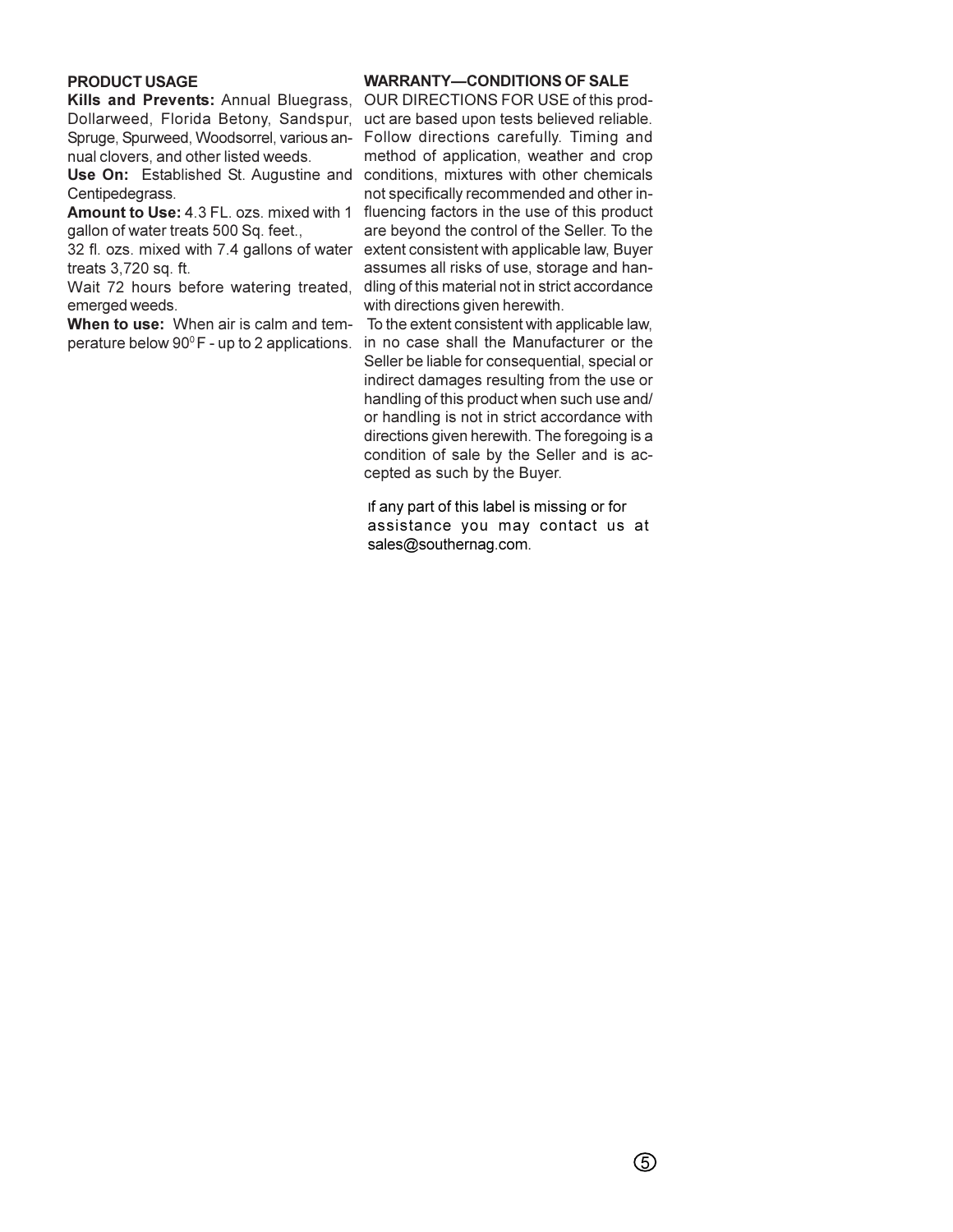## PRODUCT USAGE

**Kills and Prevents:** Annual Bluegrass, Dollarweed, Florida Betony, Sandspur, Spruge, Spurweed, Woodsorrel, various annual clovers, and other listed weeds.

**Use On:** Established St. Augustine and Centipedegrass.

**Amount to Use:** 4.3 FL. ozs. mixed with 1 gallon of water treats 500 Sq. feet.,
32 fl. ozs. mixed with 7.4 gallons of water treats 3,720 sq. ft.
Wait 72 hours before watering treated, emerged weeds.

**When to use:** When air is calm and temperature below $90^{0}$ F - up to 2 applications.

## WARRANTY—CONDITIONS OF SALE

OUR DIRECTIONS FOR USE of this product are based upon tests believed reliable. Follow directions carefully. Timing and method of application, weather and crop conditions, mixtures with other chemicals not specifically recommended and other influencing factors in the use of this product are beyond the control of the Seller. To the extent consistent with applicable law, Buyer assumes all risks of use, storage and handling of this material not in strict accordance with directions given herewith.

To the extent consistent with applicable law, in no case shall the Manufacturer or the Seller be liable for consequential, special or indirect damages resulting from the use or handling of this product when such use and/or handling is not in strict accordance with directions given herewith. The foregoing is a condition of sale by the Seller and is accepted as such by the Buyer.

If any part of this label is missing or for assistance you may contact us at sales@southernag.com.